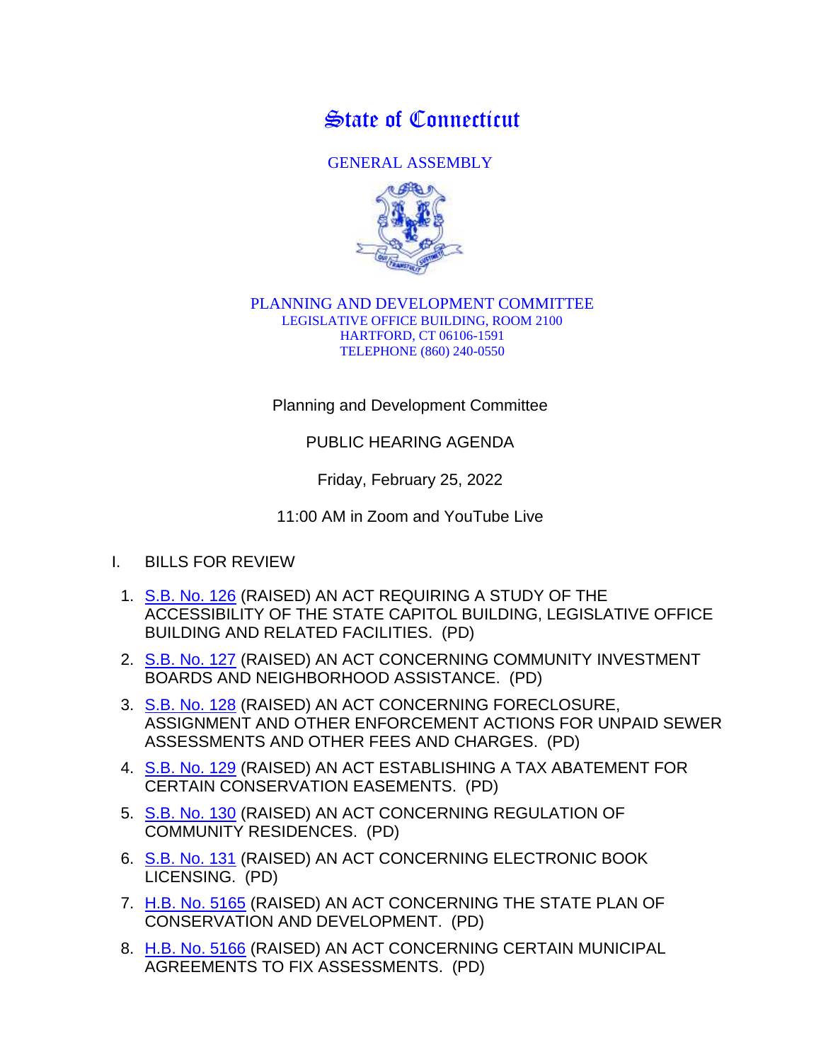# State of Connecticut

GENERAL ASSEMBLY

PLANNING AND DEVELOPMENT COMMITTEE
LEGISLATIVE OFFICE BUILDING, ROOM 2100
HARTFORD, CT 06106-1591
TELEPHONE (860) 240-0550

Planning and Development Committee

PUBLIC HEARING AGENDA

Friday, February 25, 2022

11:00 AM in Zoom and YouTube Live

I. BILLS FOR REVIEW

1. S.B. No. 126 (RAISED) AN ACT REQUIRING A STUDY OF THE ACCESSIBILITY OF THE STATE CAPITOL BUILDING, LEGISLATIVE OFFICE BUILDING AND RELATED FACILITIES. (PD)
2. S.B. No. 127 (RAISED) AN ACT CONCERNING COMMUNITY INVESTMENT BOARDS AND NEIGHBORHOOD ASSISTANCE. (PD)
3. S.B. No. 128 (RAISED) AN ACT CONCERNING FORECLOSURE, ASSIGNMENT AND OTHER ENFORCEMENT ACTIONS FOR UNPAID SEWER ASSESSMENTS AND OTHER FEES AND CHARGES. (PD)
4. S.B. No. 129 (RAISED) AN ACT ESTABLISHING A TAX ABATEMENT FOR CERTAIN CONSERVATION EASEMENTS. (PD)
5. S.B. No. 130 (RAISED) AN ACT CONCERNING REGULATION OF COMMUNITY RESIDENCES. (PD)
6. S.B. No. 131 (RAISED) AN ACT CONCERNING ELECTRONIC BOOK LICENSING. (PD)
7. H.B. No. 5165 (RAISED) AN ACT CONCERNING THE STATE PLAN OF CONSERVATION AND DEVELOPMENT. (PD)
8. H.B. No. 5166 (RAISED) AN ACT CONCERNING CERTAIN MUNICIPAL AGREEMENTS TO FIX ASSESSMENTS. (PD)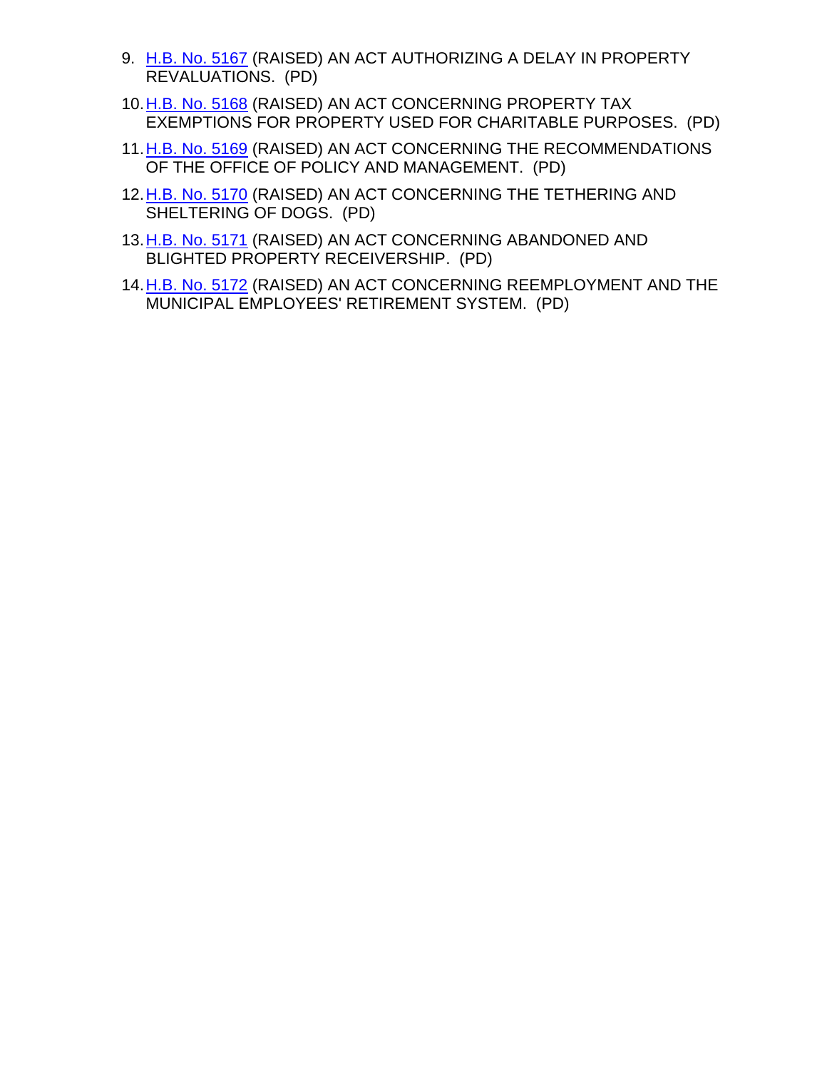9. H.B. No. 5167 (RAISED) AN ACT AUTHORIZING A DELAY IN PROPERTY REVALUATIONS. (PD)
10. H.B. No. 5168 (RAISED) AN ACT CONCERNING PROPERTY TAX EXEMPTIONS FOR PROPERTY USED FOR CHARITABLE PURPOSES. (PD)
11. H.B. No. 5169 (RAISED) AN ACT CONCERNING THE RECOMMENDATIONS OF THE OFFICE OF POLICY AND MANAGEMENT. (PD)
12. H.B. No. 5170 (RAISED) AN ACT CONCERNING THE TETHERING AND SHELTERING OF DOGS. (PD)
13. H.B. No. 5171 (RAISED) AN ACT CONCERNING ABANDONED AND BLIGHTED PROPERTY RECEIVERSHIP. (PD)
14. H.B. No. 5172 (RAISED) AN ACT CONCERNING REEMPLOYMENT AND THE MUNICIPAL EMPLOYEES' RETIREMENT SYSTEM. (PD)